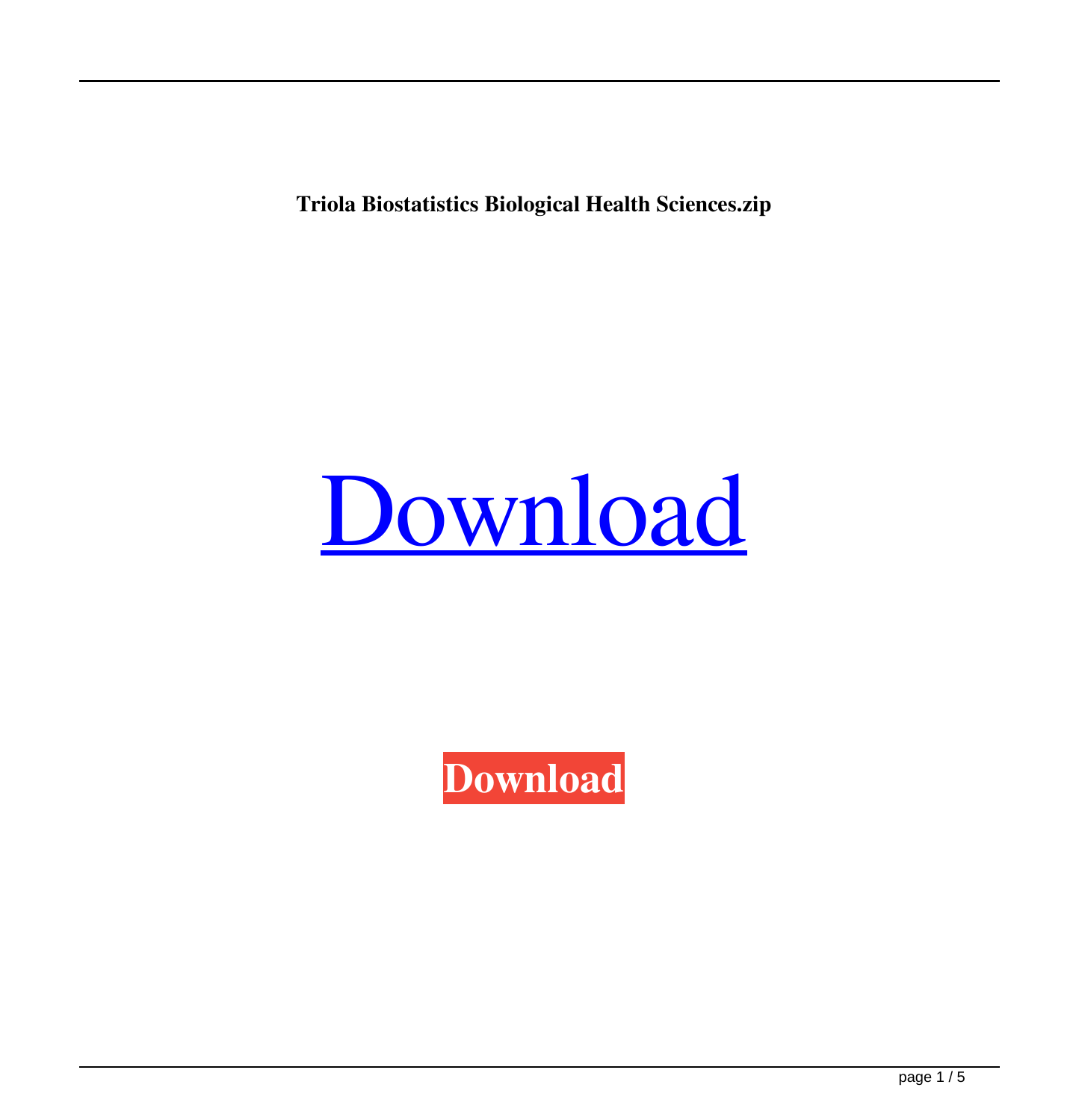**Triola Biostatistics Biological Health Sciences.zip**

Download

**Download**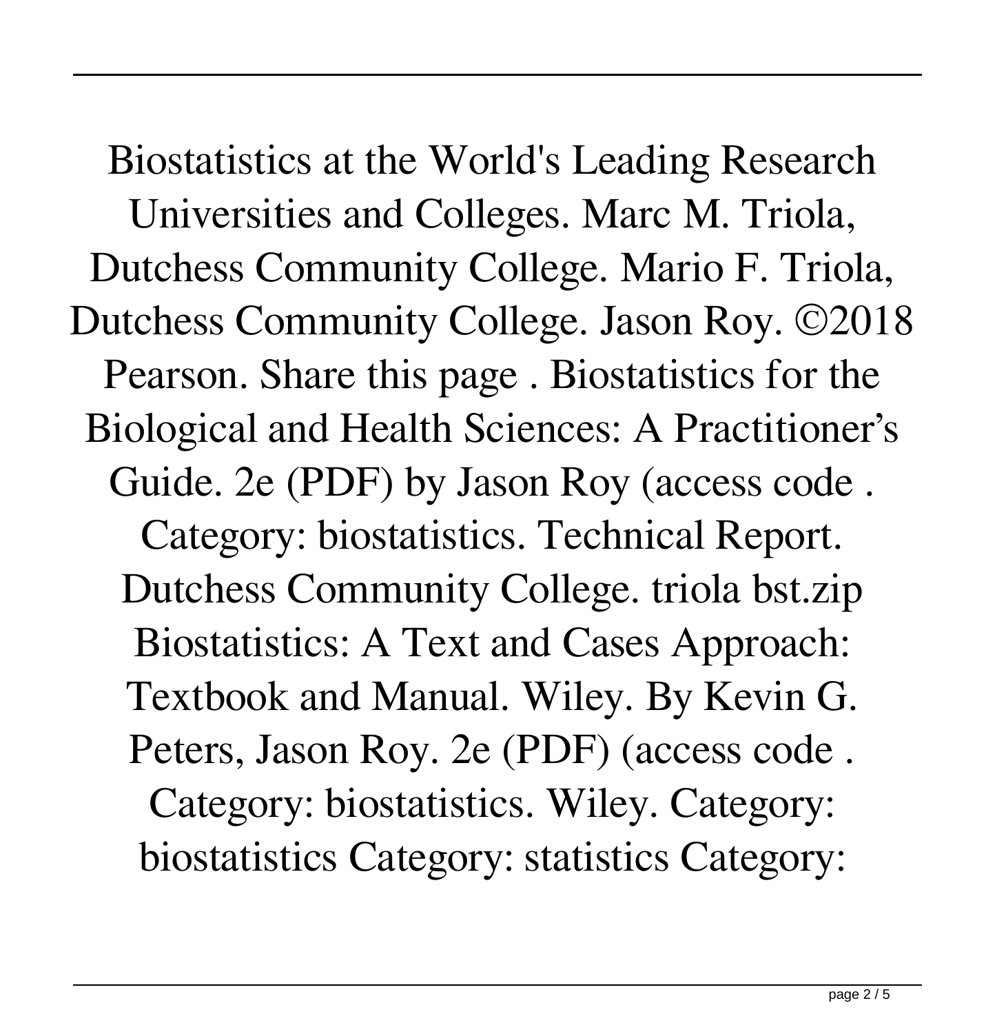Biostatistics at the World's Leading Research Universities and Colleges. Marc M. Triola, Dutchess Community College. Mario F. Triola, Dutchess Community College. Jason Roy. ©2018 Pearson. Share this page . Biostatistics for the Biological and Health Sciences: A Practitioner's Guide. 2e (PDF) by Jason Roy (access code . Category: biostatistics. Technical Report. Dutchess Community College. triola bst.zip Biostatistics: A Text and Cases Approach: Textbook and Manual. Wiley. By Kevin G. Peters, Jason Roy. 2e (PDF) (access code . Category: biostatistics. Wiley. Category: biostatistics Category: statistics Category: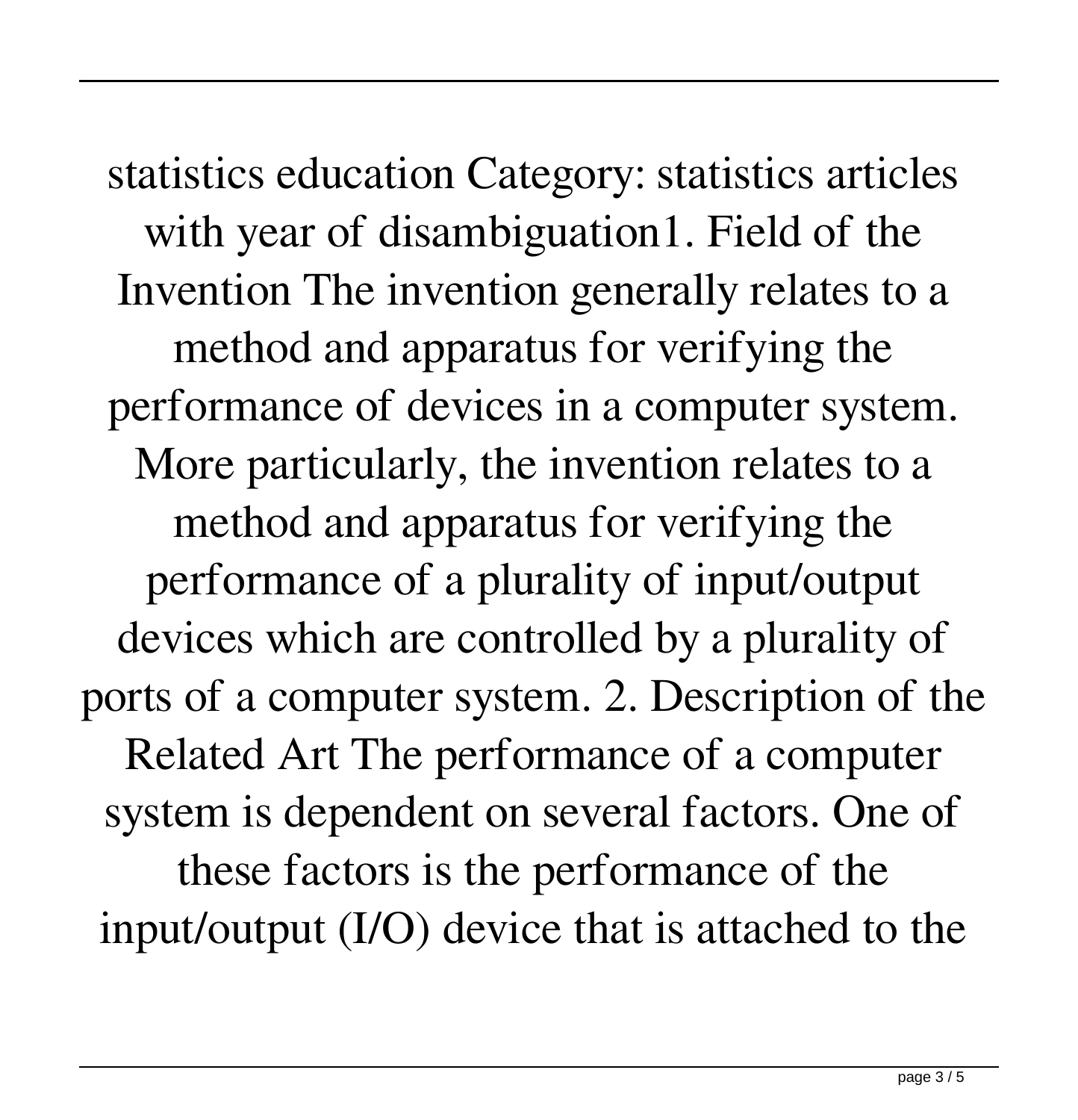statistics education Category: statistics articles with year of disambiguation1. Field of the Invention The invention generally relates to a method and apparatus for verifying the performance of devices in a computer system. More particularly, the invention relates to a method and apparatus for verifying the performance of a plurality of input/output devices which are controlled by a plurality of ports of a computer system. 2. Description of the Related Art The performance of a computer system is dependent on several factors. One of these factors is the performance of the input/output (I/O) device that is attached to the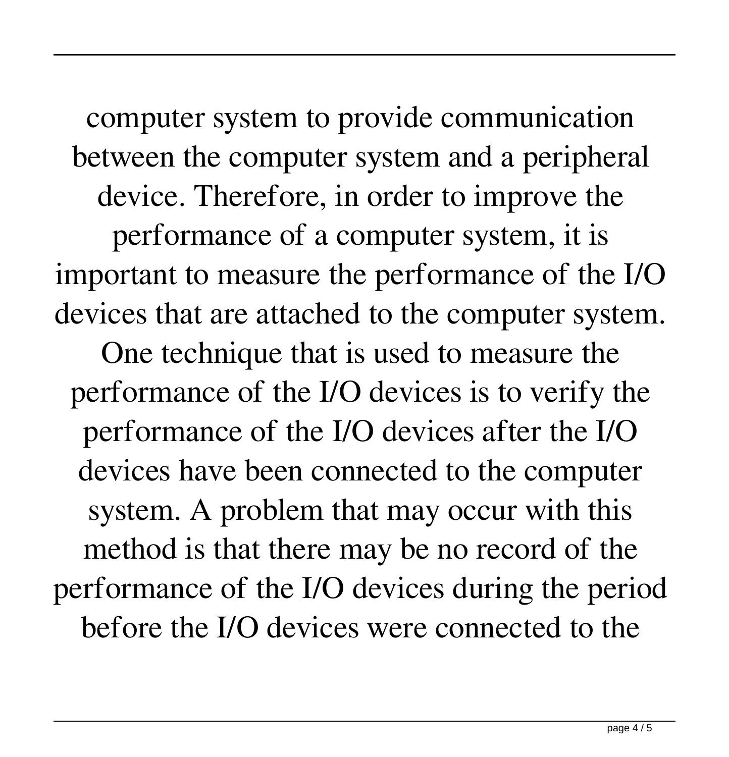computer system to provide communication between the computer system and a peripheral device. Therefore, in order to improve the performance of a computer system, it is important to measure the performance of the I/O devices that are attached to the computer system. One technique that is used to measure the performance of the I/O devices is to verify the performance of the I/O devices after the I/O devices have been connected to the computer system. A problem that may occur with this method is that there may be no record of the performance of the I/O devices during the period before the I/O devices were connected to the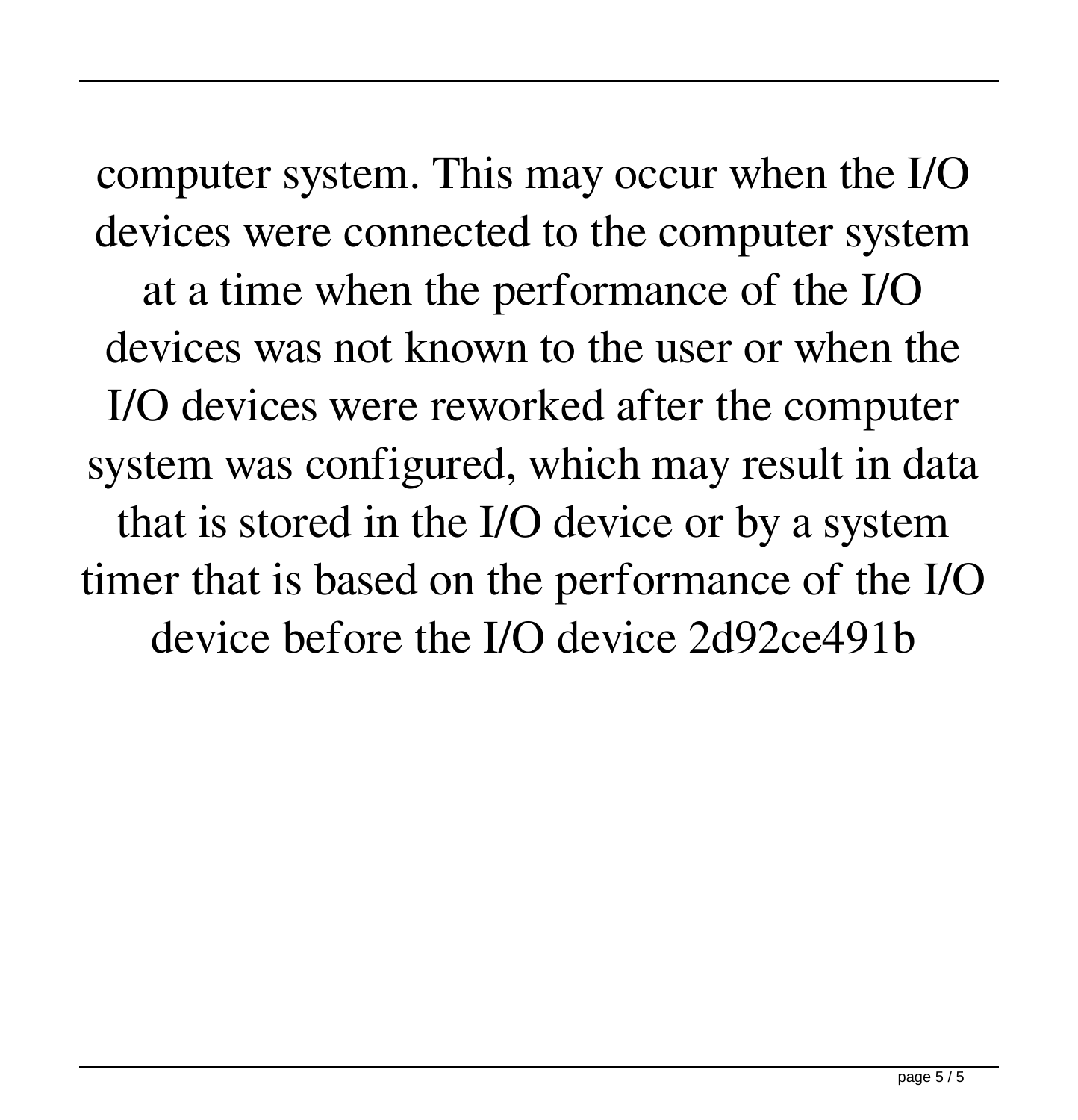computer system. This may occur when the I/O devices were connected to the computer system at a time when the performance of the I/O devices was not known to the user or when the I/O devices were reworked after the computer system was configured, which may result in data that is stored in the I/O device or by a system timer that is based on the performance of the I/O device before the I/O device 2d92ce491b